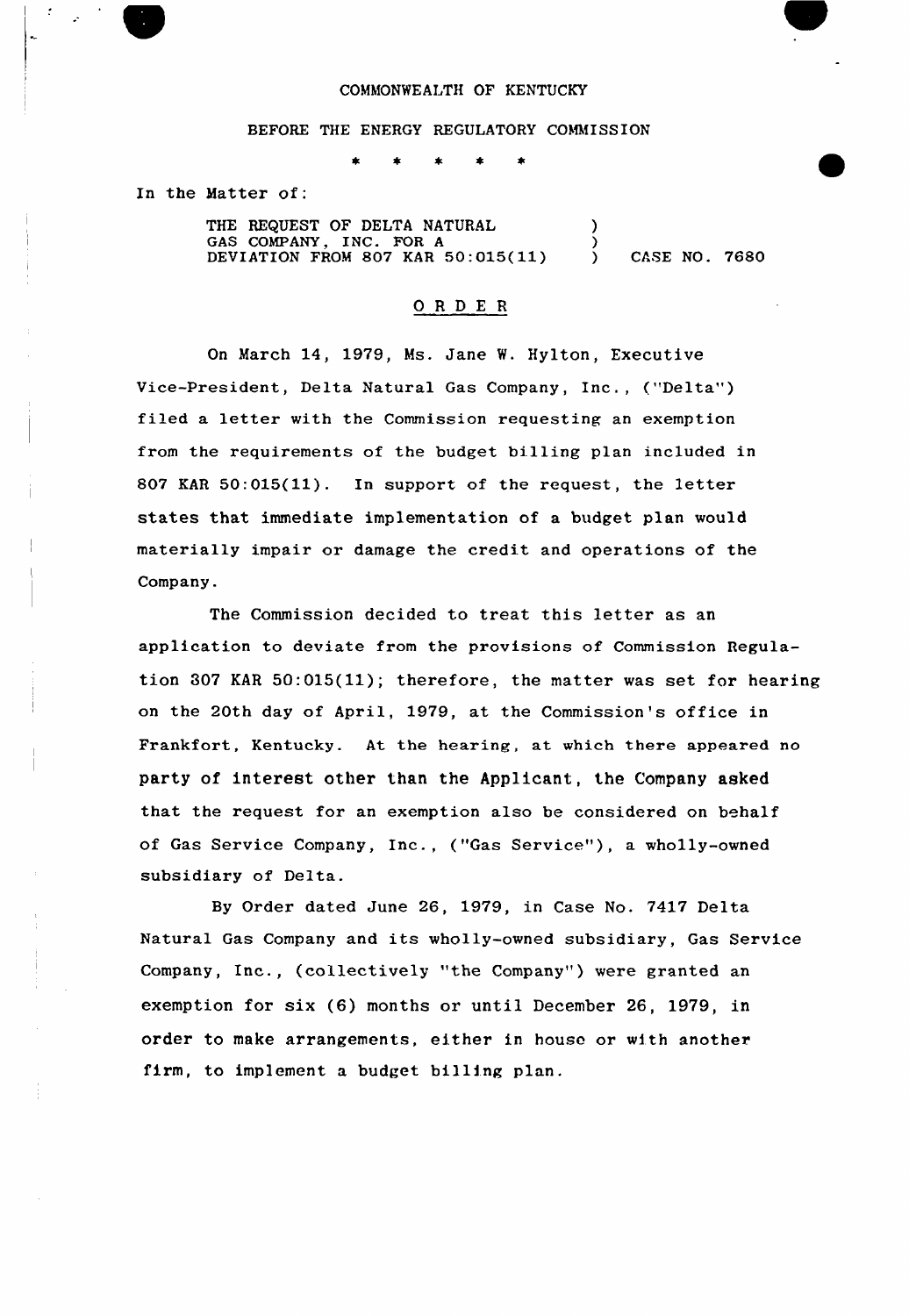COMMONWEALTH OF KENTUCKY

BEFORE THE ENERGY REGULATORY COMMISSION

\* \* \* \* \*

In the Matter of:

THE REQUEST OF DELTA NATURAL GAS COMPANY, INC. FOR A DEVIATION FROM 807 KAR 50:015(11) ) CASE NO. 7680

## O R D E R

On March 14, 1979, Ms. Jane W. Hylton, Executive Vice-President, Delta Natural Gas Company, Inc., ("Delta") filed a letter with the Commission requesting an exemption from the requirements of the budget billing plan included in 807 KAR 50:015(11). In support of the request, the letter states that immediate implementation of a budget plan would materially impair or damage the credit and operations of the Company.

The Commission decided to treat this letter as an application to deviate from the provisions of Commission Regulation 807 KAR 50:015(11); therefore, the matter was set for hearing on the 20th day of April, 1979, at the Commission's office in Frankfort, Kentucky. At the hearing, at which there appeared no party of interest other than the Applicant, the Company asked that the request for an exemption also be considered on behalf of Gas Service Company, Inc., ("Gas Service"), a wholly-owned subsidiary of Delta.

By Order dated June 26, 1979, in Case No. 7417 Delta Natural Gas Company and its wholly-owned subsidiary, Gas Service Company, Inc., (collectively "the Company") were granted an exemption for six (6) months or until December 26, 1979, in order to make arrangements, either in house or with another firm, to implement a budget billing plan.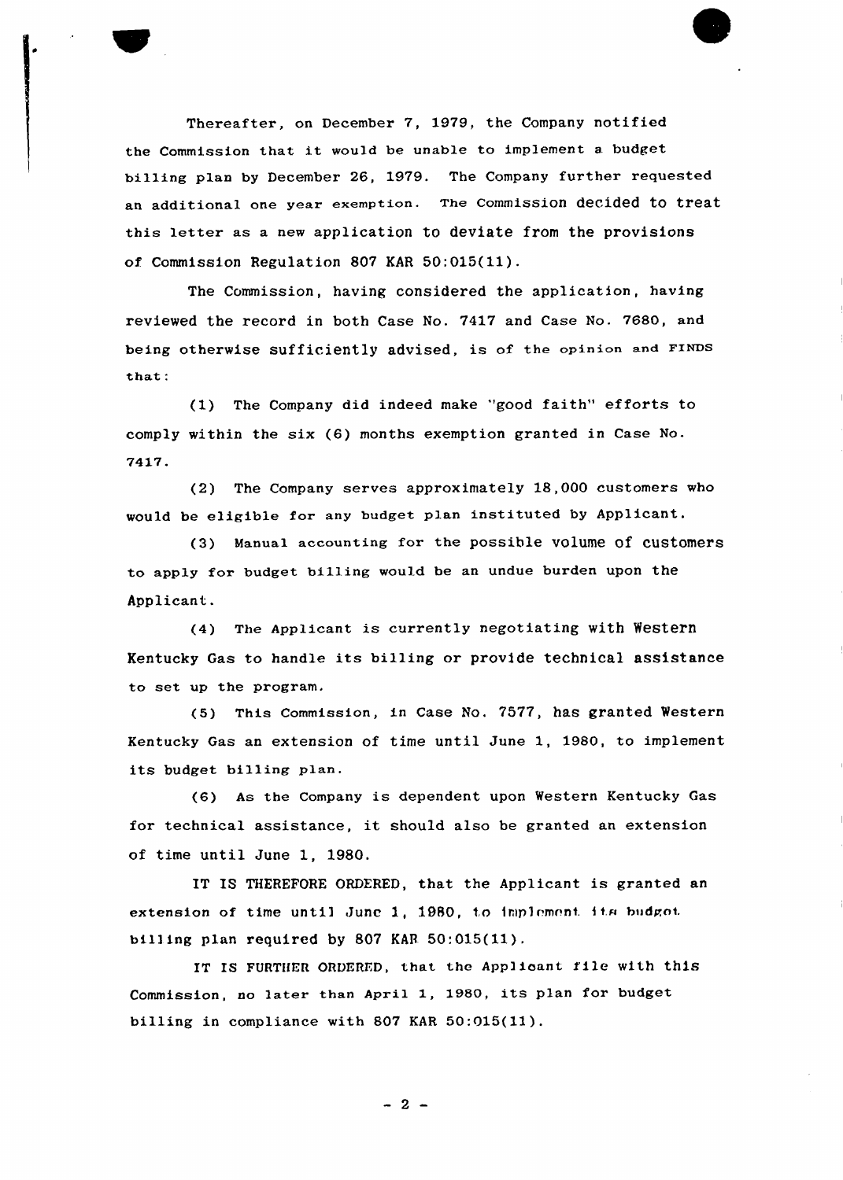Thereafter, on December 7, 1979, the Company notified the Commission that it would be unable to implement a budget billing plan by December 26, 1979. The Company further requested an additional one year exemption. The Commission decided to treat this letter as a new application to deviate from the provisions of Commission Regulation 807 KAR 50:015(11).

The Commission, having considered the application, having reviewed the record in both Case No. 7417 and Case No. 7680, and being otherwise sufficiently advised, is of the opinion and FINDS that:

(1) The Company did indeed make "good faith" efforts to comply within the six (6) months exemption granted in Case No. 7417.

(2) The Company serves approximately 18,000 customers who would be eligible for any budget plan instituted by Applicant.

(3) Manual accounting for the possible volume of customers to apply for budget billing would be an undue burden upon the Applicant.

(4) The Applicant is currently negotiating with Western Kentucky Gas to handle its billing or provide technical assistance to set up the program.

(5) This Commission, in Case No. 7577, has granted Western Kentucky Gas an extension of time until June 1, 1980, to implement its budget billing plan.

(6) As the Company is dependent upon Western Kentucky Gas for technical assistance, it should also be granted an extension of time until June 1, 1980.

IT IS THEREFORE ORDERED, that the Applicant is granted an extension of time until June 1, 1980, to implement its budget billing plan required by 807 KAR 50:015(11).

IT IS FURTHER ORDERED, that the Applicant file with this Commission, no later than April 1, 1980, its plan for budget billing in compliance with 807 KAR 50:015(11).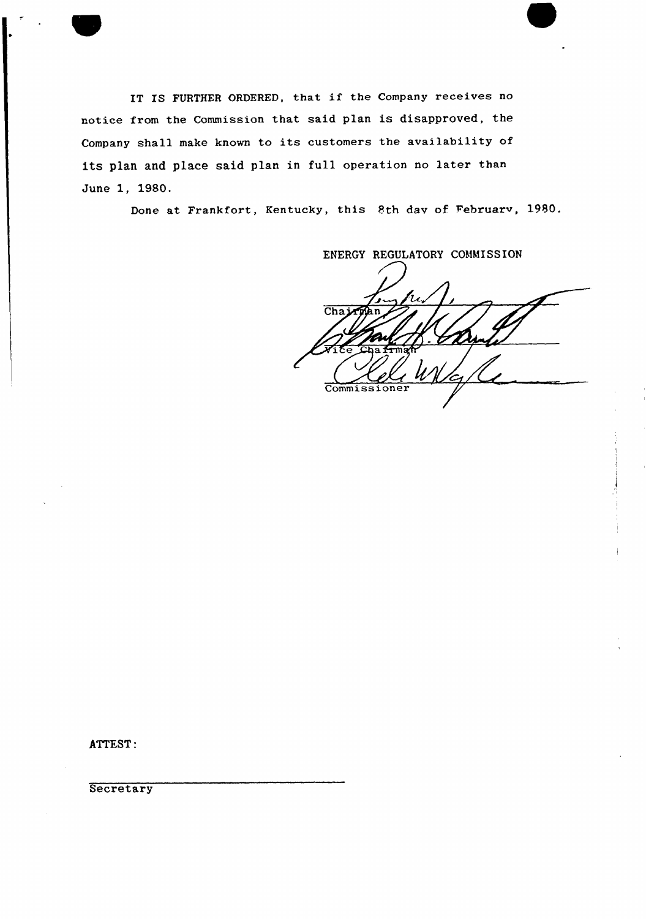IT IS FURTHER ORDERED, that if the Company receives no notice from the Commission that said plan is disapproved, the Company shall make known to its customers the availability of its plan and place said plan in full operation no later than June 1, 1980.

Done at Frankfort, Kentucky, this 8th day of February, 1980.

ENERGY REGULATORY COMMISSION

Chairman

Vice Chairman

Commissioner

ATTEST:

Secretary